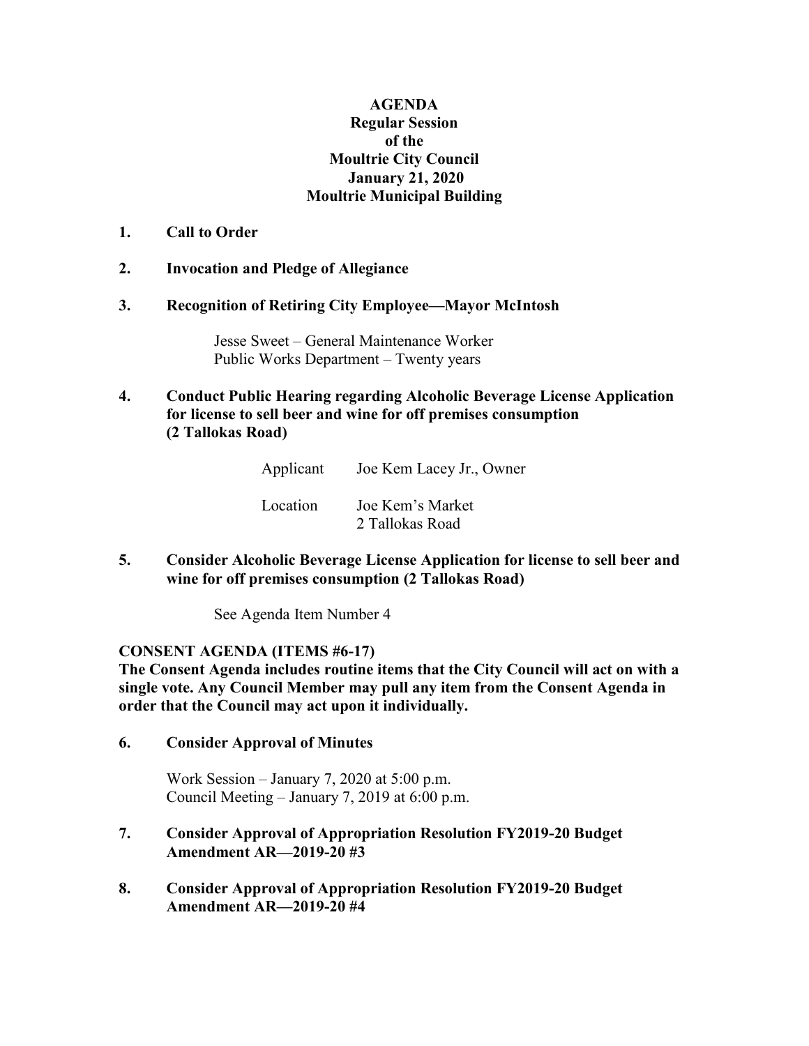# AGENDA
## Regular Session of the Moultrie City Council
## January 21, 2020
## Moultrie Municipal Building

**1. Call to Order**

**2. Invocation and Pledge of Allegiance**

**3. Recognition of Retiring City Employee—Mayor McIntosh**

Jesse Sweet – General Maintenance Worker
Public Works Department – Twenty years

**4. Conduct Public Hearing regarding Alcoholic Beverage License Application for license to sell beer and wine for off premises consumption (2 Tallokas Road)**

Applicant: Joe Kem Lacey Jr., Owner

Location: Joe Kem's Market
2 Tallokas Road

**5. Consider Alcoholic Beverage License Application for license to sell beer and wine for off premises consumption (2 Tallokas Road)**

See Agenda Item Number 4

**CONSENT AGENDA (ITEMS #6-17)**

**The Consent Agenda includes routine items that the City Council will act on with a single vote. Any Council Member may pull any item from the Consent Agenda in order that the Council may act upon it individually.**

**6. Consider Approval of Minutes**

Work Session – January 7, 2020 at 5:00 p.m.
Council Meeting – January 7, 2019 at 6:00 p.m.

**7. Consider Approval of Appropriation Resolution FY2019-20 Budget Amendment AR—2019-20 #3**

**8. Consider Approval of Appropriation Resolution FY2019-20 Budget Amendment AR—2019-20 #4**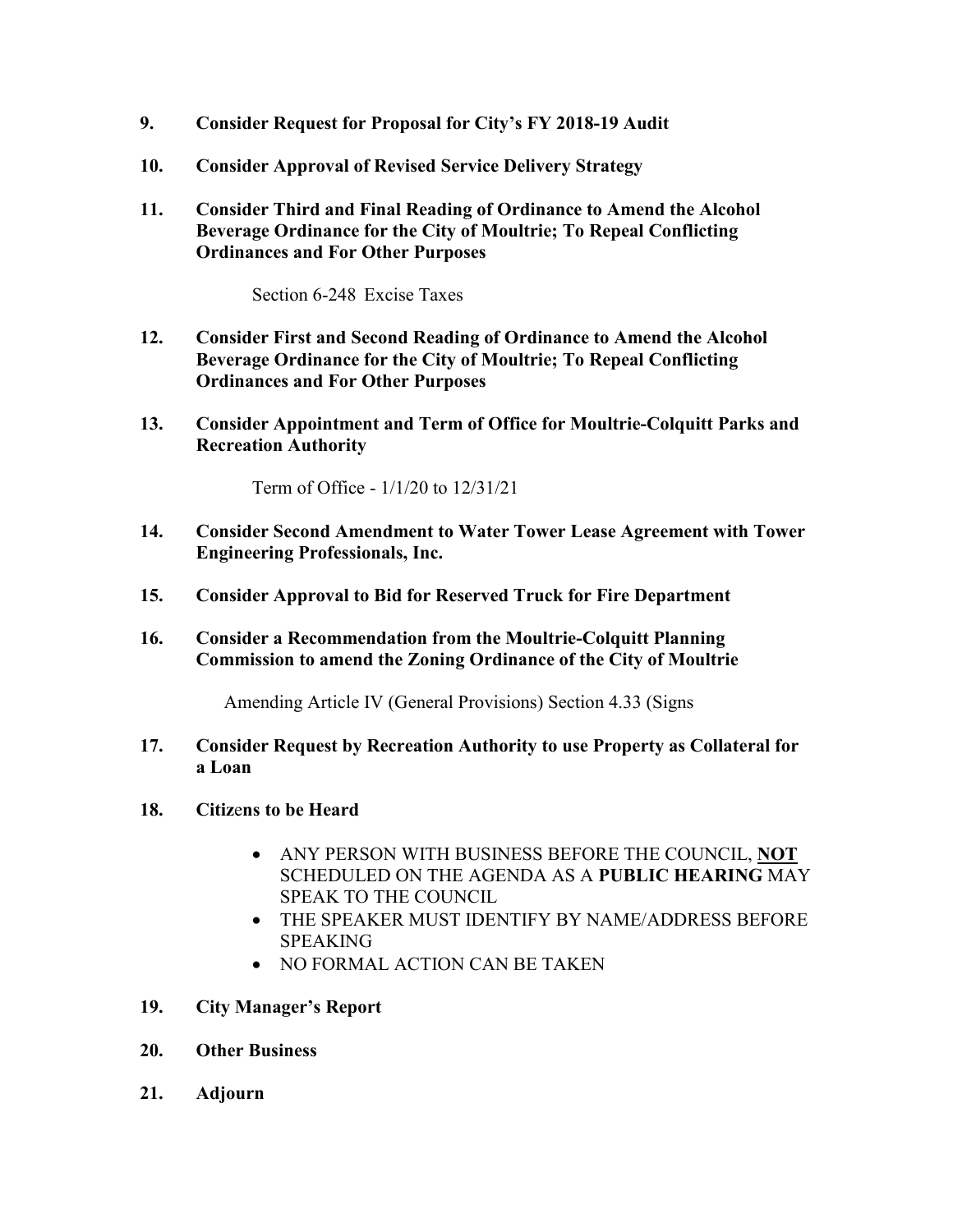9. **Consider Request for Proposal for City's FY 2018-19 Audit**

10. **Consider Approval of Revised Service Delivery Strategy**

11. **Consider Third and Final Reading of Ordinance to Amend the Alcohol Beverage Ordinance for the City of Moultrie; To Repeal Conflicting Ordinances and For Other Purposes**

    Section 6-248 Excise Taxes

12. **Consider First and Second Reading of Ordinance to Amend the Alcohol Beverage Ordinance for the City of Moultrie; To Repeal Conflicting Ordinances and For Other Purposes**

13. **Consider Appointment and Term of Office for Moultrie-Colquitt Parks and Recreation Authority**

    Term of Office - 1/1/20 to 12/31/21

14. **Consider Second Amendment to Water Tower Lease Agreement with Tower Engineering Professionals, Inc.**

15. **Consider Approval to Bid for Reserved Truck for Fire Department**

16. **Consider a Recommendation from the Moultrie-Colquitt Planning Commission to amend the Zoning Ordinance of the City of Moultrie**

    Amending Article IV (General Provisions) Section 4.33 (Signs

17. **Consider Request by Recreation Authority to use Property as Collateral for a Loan**

18. **Citizens to be Heard**

    - ANY PERSON WITH BUSINESS BEFORE THE COUNCIL, **NOT** SCHEDULED ON THE AGENDA AS A **PUBLIC HEARING** MAY SPEAK TO THE COUNCIL
    - THE SPEAKER MUST IDENTIFY BY NAME/ADDRESS BEFORE SPEAKING
    - NO FORMAL ACTION CAN BE TAKEN

19. **City Manager's Report**

20. **Other Business**

21. **Adjourn**